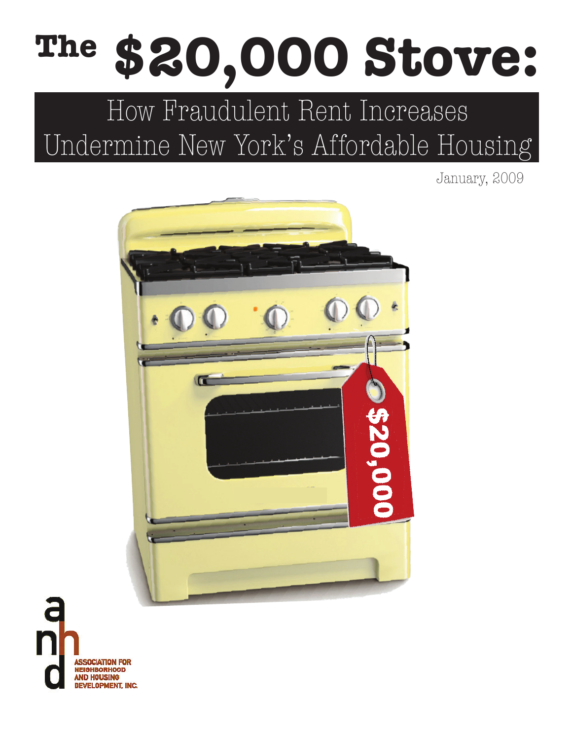# The $20,000 Stove:

## How Fraudulent Rent Increases Undermine New York's Affordable Housing

January, 2009

ASSOCIATION FOR NEIGHBORHOOD AND HOUSING DEVELOPMENT, INC.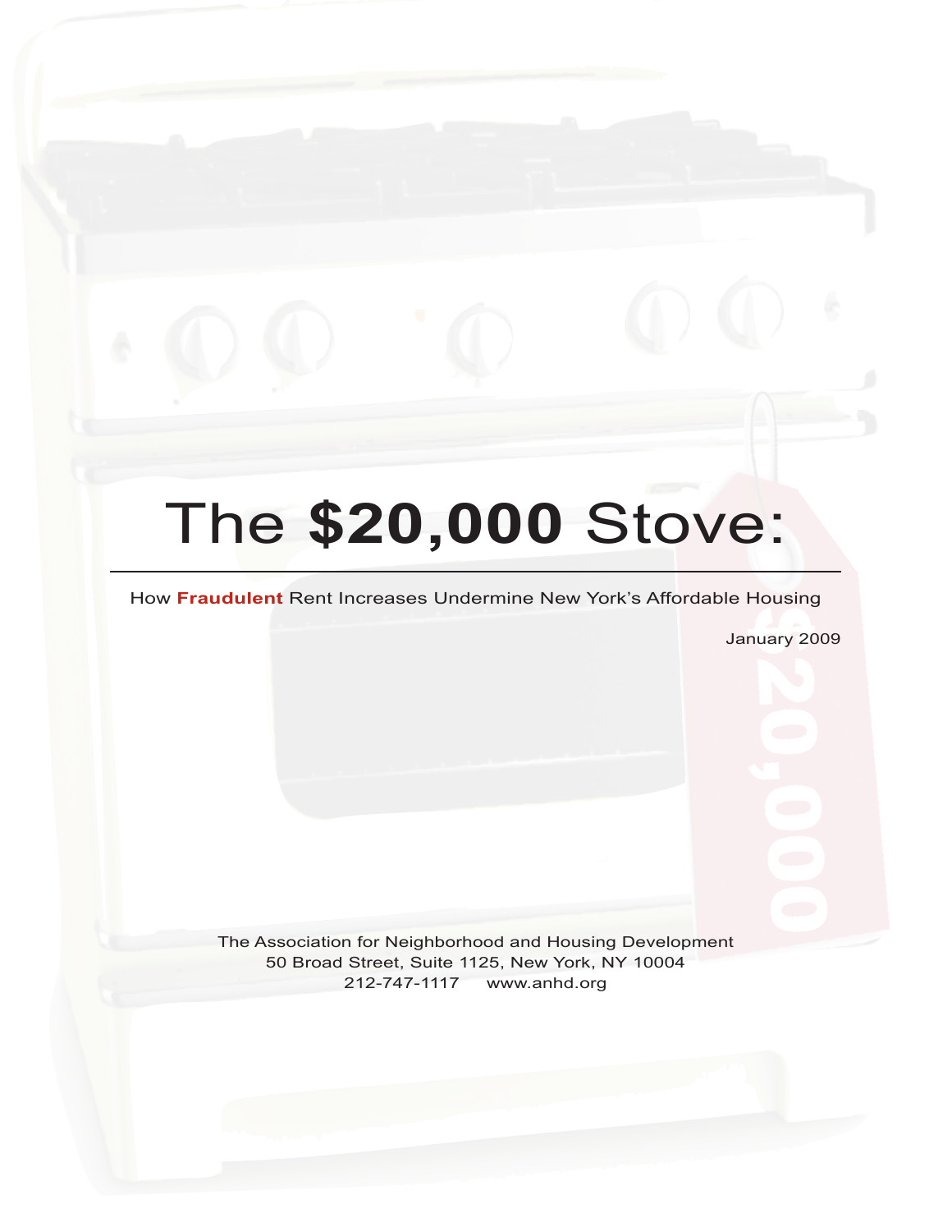# The **$20,000** Stove:

How **Fraudulent** Rent Increases Undermine New York's Affordable Housing

January 2009

The Association for Neighborhood and Housing Development
50 Broad Street, Suite 1125, New York, NY 10004
212-747-1117 www.anhd.org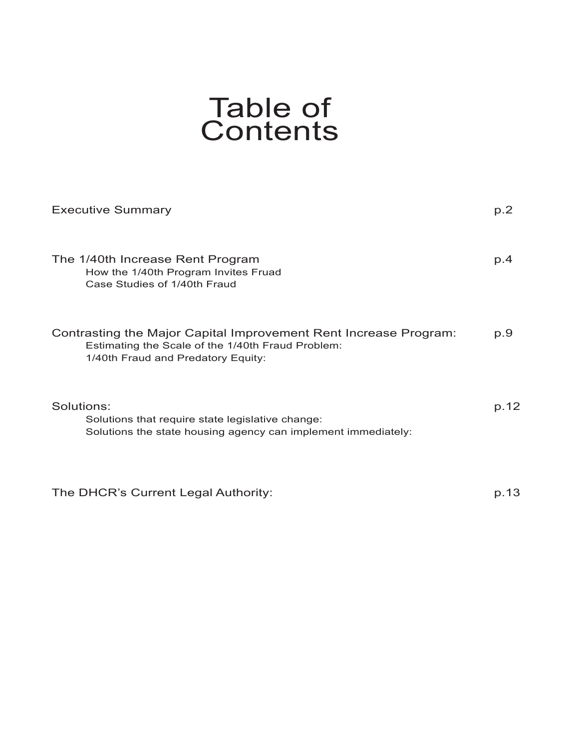# Table of Contents

Executive Summary p.2

The 1/40th Increase Rent Program p.4
- How the 1/40th Program Invites Fruad
- Case Studies of 1/40th Fraud

Contrasting the Major Capital Improvement Rent Increase Program: p.9
- Estimating the Scale of the 1/40th Fraud Problem:
- 1/40th Fraud and Predatory Equity:

Solutions: p.12
- Solutions that require state legislative change:
- Solutions the state housing agency can implement immediately:

The DHCR's Current Legal Authority: p.13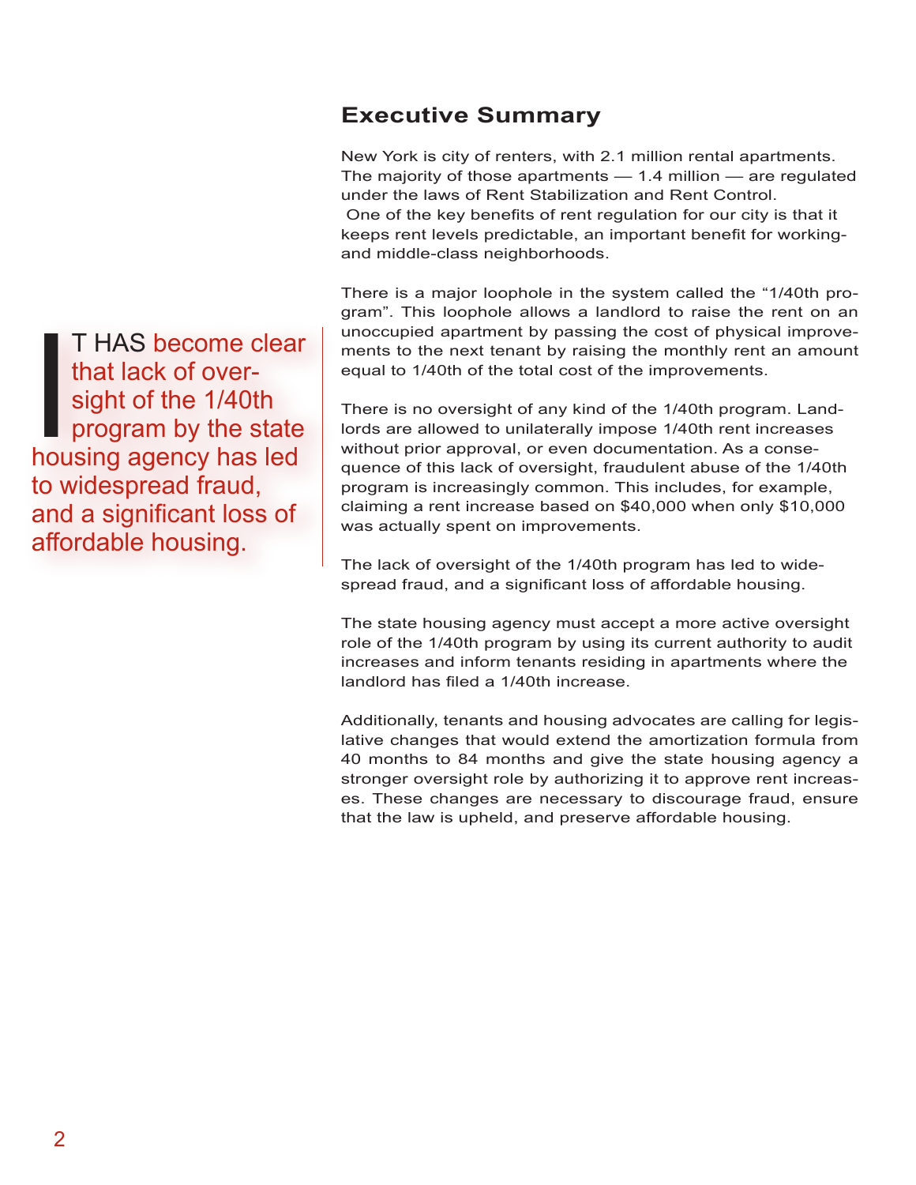> IT HAS become clear that lack of oversight of the 1/40th program by the state housing agency has led to widespread fraud, and a significant loss of affordable housing.

## Executive Summary

New York is city of renters, with 2.1 million rental apartments. The majority of those apartments — 1.4 million — are regulated under the laws of Rent Stabilization and Rent Control. One of the key benefits of rent regulation for our city is that it keeps rent levels predictable, an important benefit for working- and middle-class neighborhoods.

There is a major loophole in the system called the "1/40th program". This loophole allows a landlord to raise the rent on an unoccupied apartment by passing the cost of physical improvements to the next tenant by raising the monthly rent an amount equal to 1/40th of the total cost of the improvements.

There is no oversight of any kind of the 1/40th program. Landlords are allowed to unilaterally impose 1/40th rent increases without prior approval, or even documentation. As a consequence of this lack of oversight, fraudulent abuse of the 1/40th program is increasingly common. This includes, for example, claiming a rent increase based on $40,000 when only $10,000 was actually spent on improvements.

The lack of oversight of the 1/40th program has led to widespread fraud, and a significant loss of affordable housing.

The state housing agency must accept a more active oversight role of the 1/40th program by using its current authority to audit increases and inform tenants residing in apartments where the landlord has filed a 1/40th increase.

Additionally, tenants and housing advocates are calling for legislative changes that would extend the amortization formula from 40 months to 84 months and give the state housing agency a stronger oversight role by authorizing it to approve rent increases. These changes are necessary to discourage fraud, ensure that the law is upheld, and preserve affordable housing.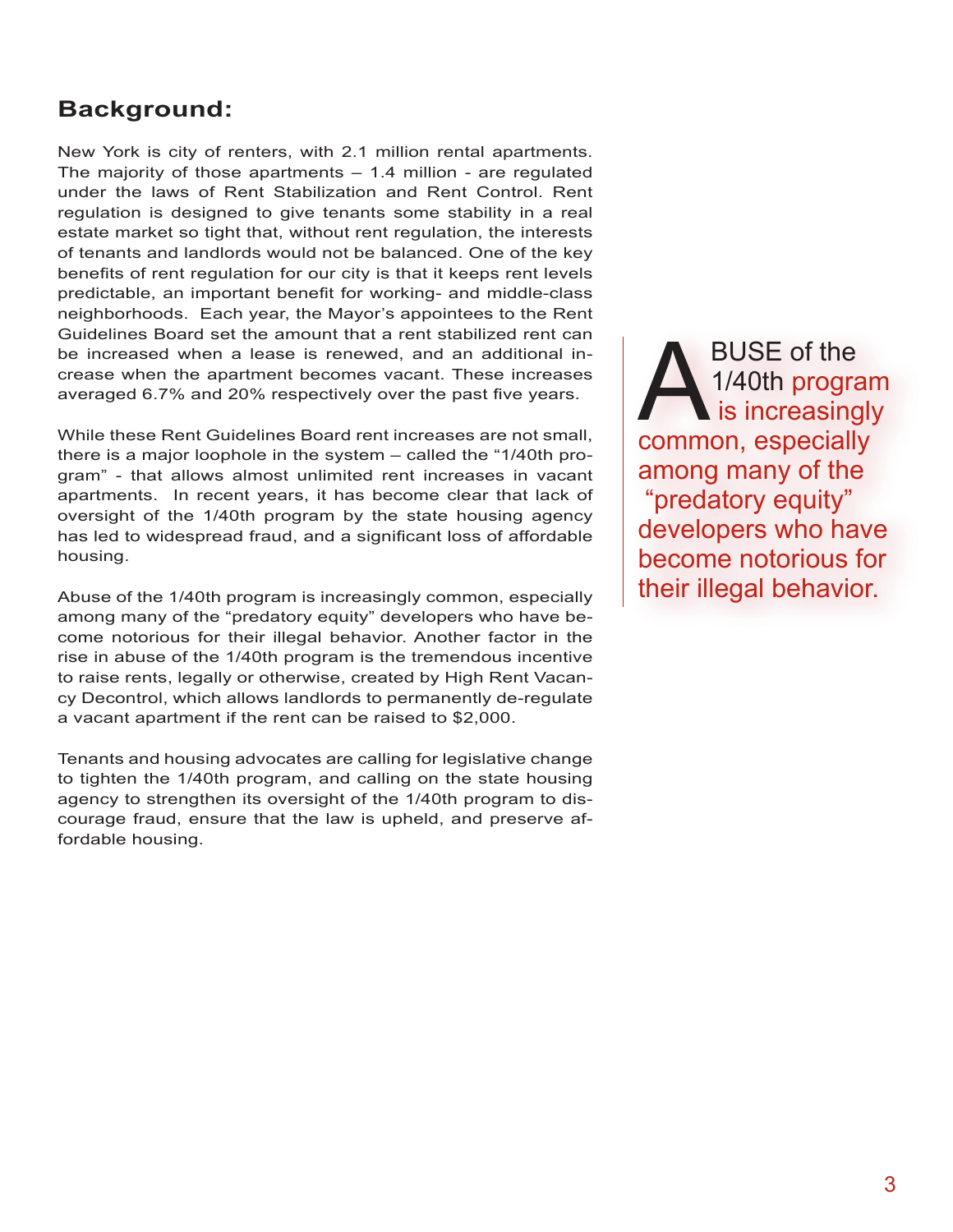## Background:

New York is city of renters, with 2.1 million rental apartments. The majority of those apartments – 1.4 million - are regulated under the laws of Rent Stabilization and Rent Control. Rent regulation is designed to give tenants some stability in a real estate market so tight that, without rent regulation, the interests of tenants and landlords would not be balanced. One of the key benefits of rent regulation for our city is that it keeps rent levels predictable, an important benefit for working- and middle-class neighborhoods. Each year, the Mayor's appointees to the Rent Guidelines Board set the amount that a rent stabilized rent can be increased when a lease is renewed, and an additional increase when the apartment becomes vacant. These increases averaged 6.7% and 20% respectively over the past five years.

While these Rent Guidelines Board rent increases are not small, there is a major loophole in the system – called the "1/40th program" - that allows almost unlimited rent increases in vacant apartments. In recent years, it has become clear that lack of oversight of the 1/40th program by the state housing agency has led to widespread fraud, and a significant loss of affordable housing.

Abuse of the 1/40th program is increasingly common, especially among many of the "predatory equity" developers who have become notorious for their illegal behavior. Another factor in the rise in abuse of the 1/40th program is the tremendous incentive to raise rents, legally or otherwise, created by High Rent Vacancy Decontrol, which allows landlords to permanently de-regulate a vacant apartment if the rent can be raised to $2,000.

Tenants and housing advocates are calling for legislative change to tighten the 1/40th program, and calling on the state housing agency to strengthen its oversight of the 1/40th program to discourage fraud, ensure that the law is upheld, and preserve affordable housing.

> ABUSE of the 1/40th program is increasingly common, especially among many of the "predatory equity" developers who have become notorious for their illegal behavior.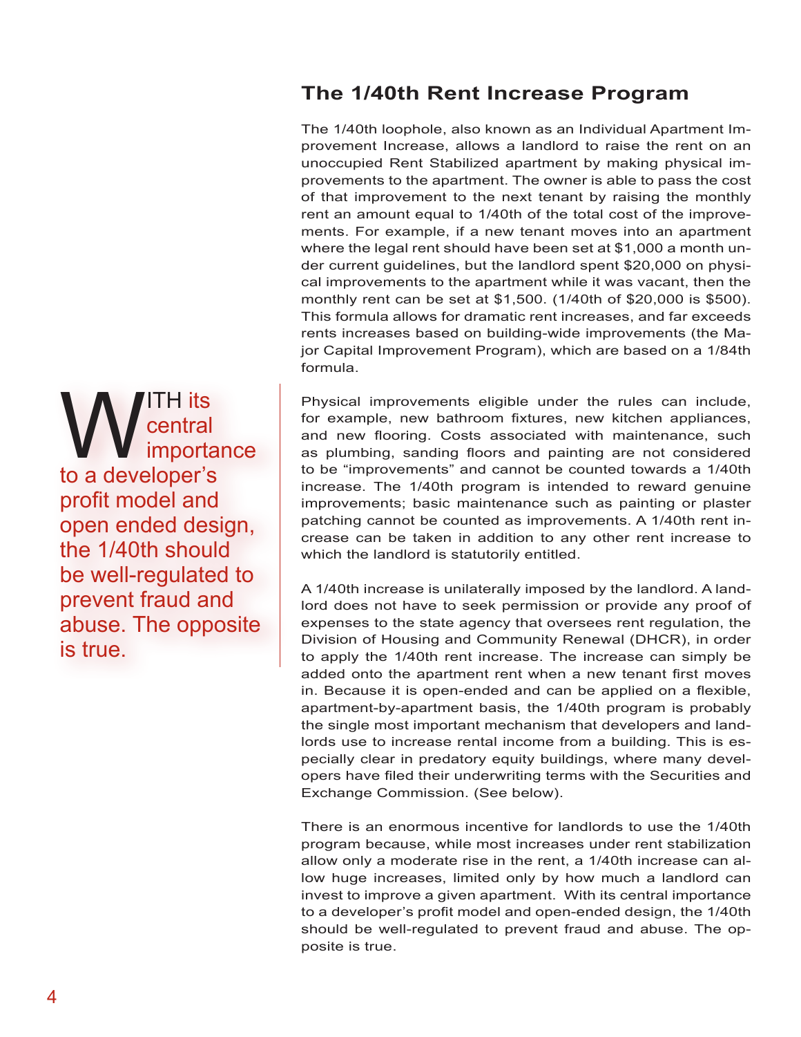## The 1/40th Rent Increase Program

The 1/40th loophole, also known as an Individual Apartment Improvement Increase, allows a landlord to raise the rent on an unoccupied Rent Stabilized apartment by making physical improvements to the apartment. The owner is able to pass the cost of that improvement to the next tenant by raising the monthly rent an amount equal to 1/40th of the total cost of the improvements. For example, if a new tenant moves into an apartment where the legal rent should have been set at $1,000 a month under current guidelines, but the landlord spent $20,000 on physical improvements to the apartment while it was vacant, then the monthly rent can be set at $1,500. (1/40th of $20,000 is $500). This formula allows for dramatic rent increases, and far exceeds rents increases based on building-wide improvements (the Major Capital Improvement Program), which are based on a 1/84th formula.

Physical improvements eligible under the rules can include, for example, new bathroom fixtures, new kitchen appliances, and new flooring. Costs associated with maintenance, such as plumbing, sanding floors and painting are not considered to be "improvements" and cannot be counted towards a 1/40th increase. The 1/40th program is intended to reward genuine improvements; basic maintenance such as painting or plaster patching cannot be counted as improvements. A 1/40th rent increase can be taken in addition to any other rent increase to which the landlord is statutorily entitled.

> WITH its central importance to a developer's profit model and open ended design, the 1/40th should be well-regulated to prevent fraud and abuse. The opposite is true.

A 1/40th increase is unilaterally imposed by the landlord. A landlord does not have to seek permission or provide any proof of expenses to the state agency that oversees rent regulation, the Division of Housing and Community Renewal (DHCR), in order to apply the 1/40th rent increase. The increase can simply be added onto the apartment rent when a new tenant first moves in. Because it is open-ended and can be applied on a flexible, apartment-by-apartment basis, the 1/40th program is probably the single most important mechanism that developers and landlords use to increase rental income from a building. This is especially clear in predatory equity buildings, where many developers have filed their underwriting terms with the Securities and Exchange Commission. (See below).

There is an enormous incentive for landlords to use the 1/40th program because, while most increases under rent stabilization allow only a moderate rise in the rent, a 1/40th increase can allow huge increases, limited only by how much a landlord can invest to improve a given apartment. With its central importance to a developer's profit model and open-ended design, the 1/40th should be well-regulated to prevent fraud and abuse. The opposite is true.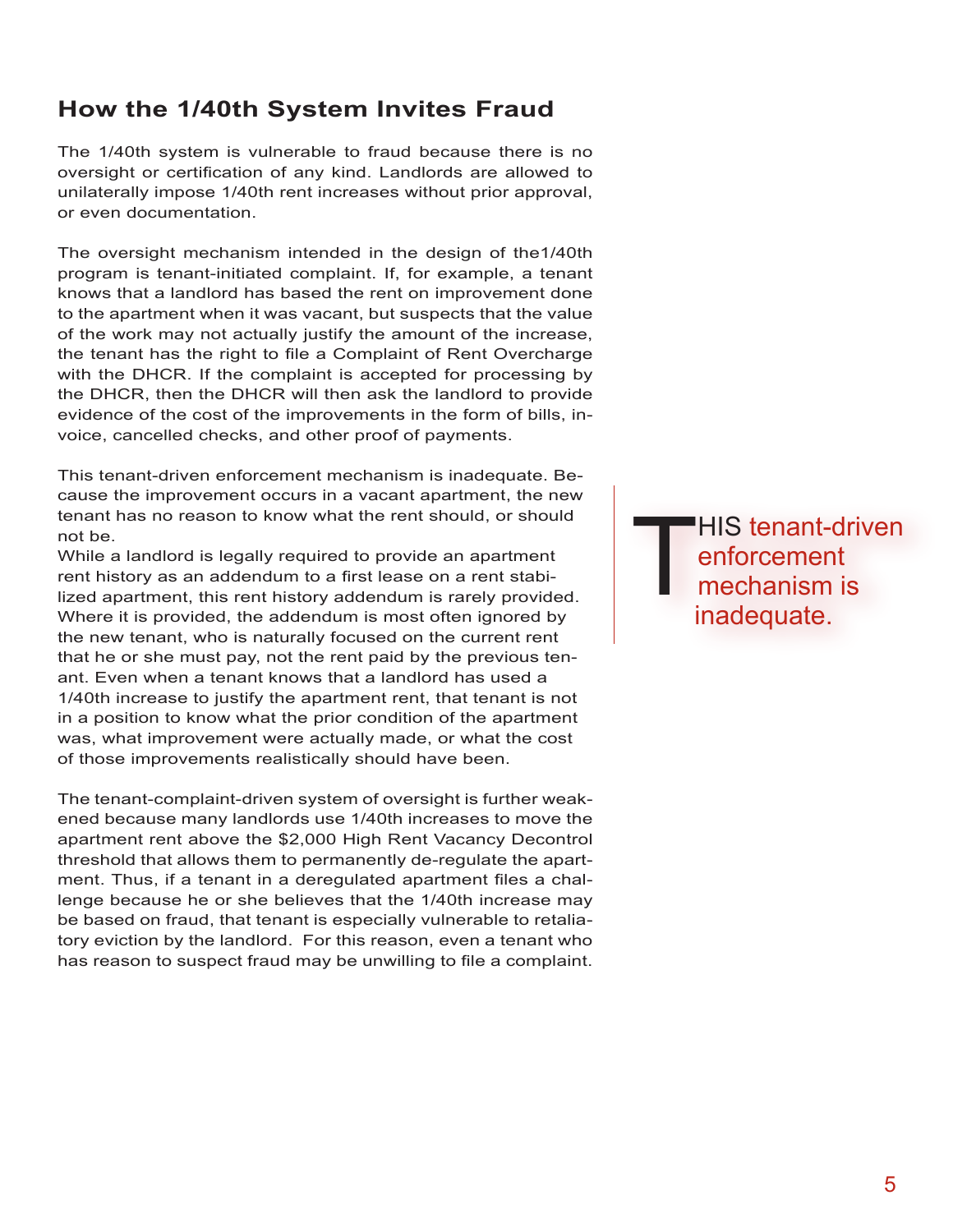## How the 1/40th System Invites Fraud

The 1/40th system is vulnerable to fraud because there is no oversight or certification of any kind. Landlords are allowed to unilaterally impose 1/40th rent increases without prior approval, or even documentation.

The oversight mechanism intended in the design of the1/40th program is tenant-initiated complaint. If, for example, a tenant knows that a landlord has based the rent on improvement done to the apartment when it was vacant, but suspects that the value of the work may not actually justify the amount of the increase, the tenant has the right to file a Complaint of Rent Overcharge with the DHCR. If the complaint is accepted for processing by the DHCR, then the DHCR will then ask the landlord to provide evidence of the cost of the improvements in the form of bills, invoice, cancelled checks, and other proof of payments.

This tenant-driven enforcement mechanism is inadequate. Because the improvement occurs in a vacant apartment, the new tenant has no reason to know what the rent should, or should not be.

While a landlord is legally required to provide an apartment rent history as an addendum to a first lease on a rent stabilized apartment, this rent history addendum is rarely provided. Where it is provided, the addendum is most often ignored by the new tenant, who is naturally focused on the current rent that he or she must pay, not the rent paid by the previous tenant. Even when a tenant knows that a landlord has used a 1/40th increase to justify the apartment rent, that tenant is not in a position to know what the prior condition of the apartment was, what improvement were actually made, or what the cost of those improvements realistically should have been.

> THIS tenant-driven enforcement mechanism is inadequate.

The tenant-complaint-driven system of oversight is further weakened because many landlords use 1/40th increases to move the apartment rent above the $2,000 High Rent Vacancy Decontrol threshold that allows them to permanently de-regulate the apartment. Thus, if a tenant in a deregulated apartment files a challenge because he or she believes that the 1/40th increase may be based on fraud, that tenant is especially vulnerable to retaliatory eviction by the landlord. For this reason, even a tenant who has reason to suspect fraud may be unwilling to file a complaint.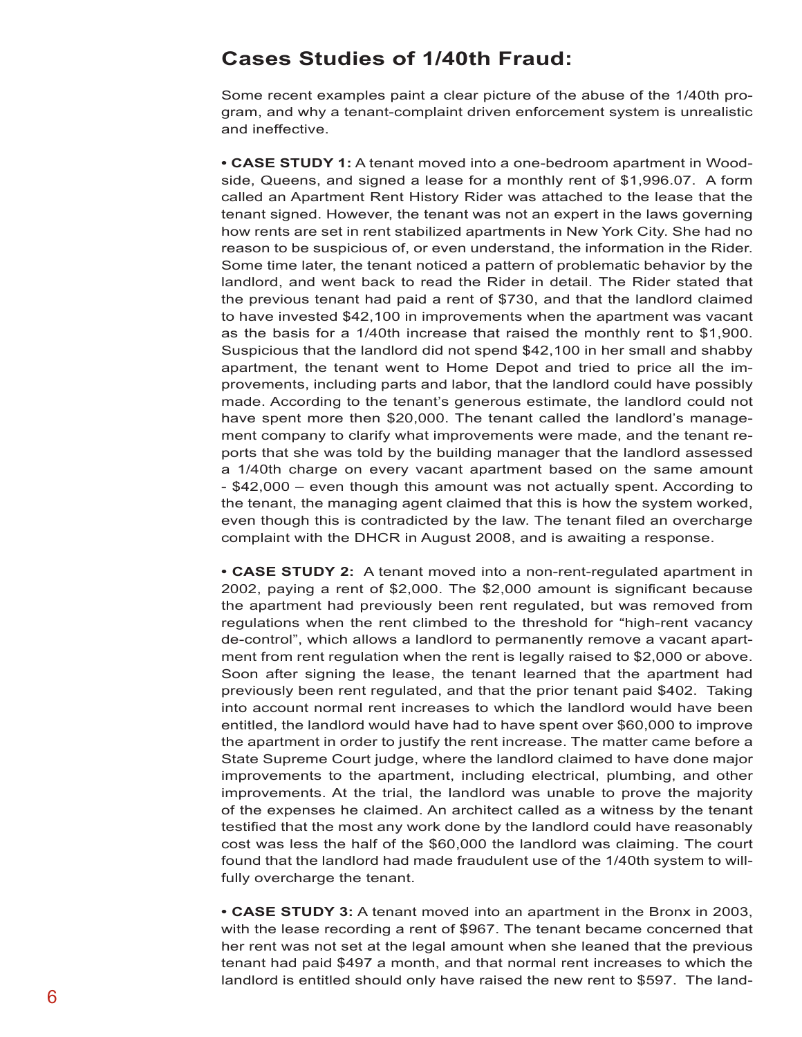## Cases Studies of 1/40th Fraud:

Some recent examples paint a clear picture of the abuse of the 1/40th program, and why a tenant-complaint driven enforcement system is unrealistic and ineffective.

- **CASE STUDY 1:** A tenant moved into a one-bedroom apartment in Woodside, Queens, and signed a lease for a monthly rent of $1,996.07. A form called an Apartment Rent History Rider was attached to the lease that the tenant signed. However, the tenant was not an expert in the laws governing how rents are set in rent stabilized apartments in New York City. She had no reason to be suspicious of, or even understand, the information in the Rider. Some time later, the tenant noticed a pattern of problematic behavior by the landlord, and went back to read the Rider in detail. The Rider stated that the previous tenant had paid a rent of $730, and that the landlord claimed to have invested $42,100 in improvements when the apartment was vacant as the basis for a 1/40th increase that raised the monthly rent to $1,900. Suspicious that the landlord did not spend $42,100 in her small and shabby apartment, the tenant went to Home Depot and tried to price all the improvements, including parts and labor, that the landlord could have possibly made. According to the tenant's generous estimate, the landlord could not have spent more then $20,000. The tenant called the landlord's management company to clarify what improvements were made, and the tenant reports that she was told by the building manager that the landlord assessed a 1/40th charge on every vacant apartment based on the same amount - $42,000 – even though this amount was not actually spent. According to the tenant, the managing agent claimed that this is how the system worked, even though this is contradicted by the law. The tenant filed an overcharge complaint with the DHCR in August 2008, and is awaiting a response.

- **CASE STUDY 2:** A tenant moved into a non-rent-regulated apartment in 2002, paying a rent of $2,000. The $2,000 amount is significant because the apartment had previously been rent regulated, but was removed from regulations when the rent climbed to the threshold for "high-rent vacancy de-control", which allows a landlord to permanently remove a vacant apartment from rent regulation when the rent is legally raised to $2,000 or above. Soon after signing the lease, the tenant learned that the apartment had previously been rent regulated, and that the prior tenant paid $402. Taking into account normal rent increases to which the landlord would have been entitled, the landlord would have had to have spent over $60,000 to improve the apartment in order to justify the rent increase. The matter came before a State Supreme Court judge, where the landlord claimed to have done major improvements to the apartment, including electrical, plumbing, and other improvements. At the trial, the landlord was unable to prove the majority of the expenses he claimed. An architect called as a witness by the tenant testified that the most any work done by the landlord could have reasonably cost was less the half of the $60,000 the landlord was claiming. The court found that the landlord had made fraudulent use of the 1/40th system to willfully overcharge the tenant.

- **CASE STUDY 3:** A tenant moved into an apartment in the Bronx in 2003, with the lease recording a rent of $967. The tenant became concerned that her rent was not set at the legal amount when she leaned that the previous tenant had paid $497 a month, and that normal rent increases to which the landlord is entitled should only have raised the new rent to $597. The land-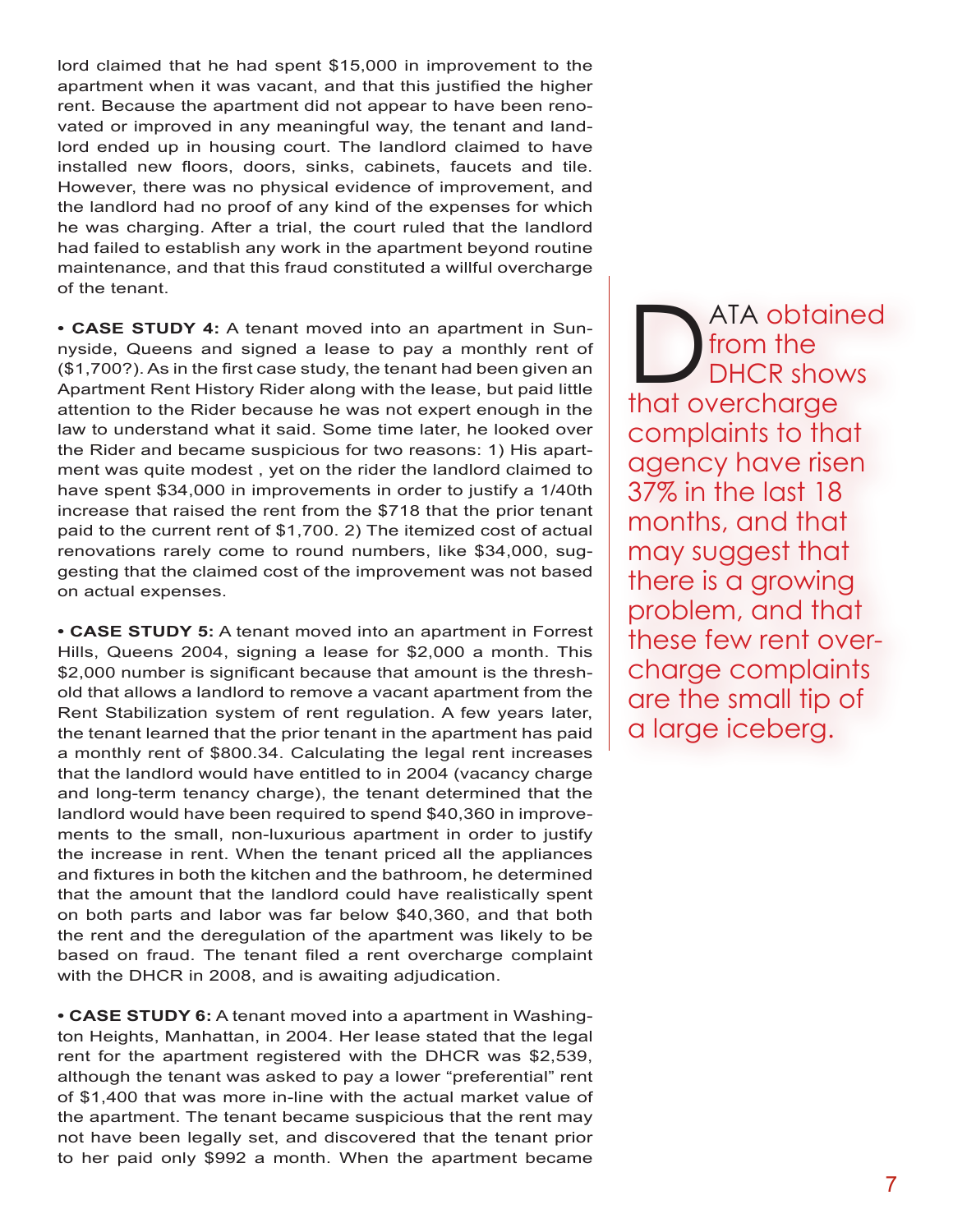lord claimed that he had spent $15,000 in improvement to the apartment when it was vacant, and that this justified the higher rent. Because the apartment did not appear to have been renovated or improved in any meaningful way, the tenant and landlord ended up in housing court. The landlord claimed to have installed new floors, doors, sinks, cabinets, faucets and tile. However, there was no physical evidence of improvement, and the landlord had no proof of any kind of the expenses for which he was charging. After a trial, the court ruled that the landlord had failed to establish any work in the apartment beyond routine maintenance, and that this fraud constituted a willful overcharge of the tenant.

• **CASE STUDY 4:** A tenant moved into an apartment in Sunnyside, Queens and signed a lease to pay a monthly rent of ($1,700?). As in the first case study, the tenant had been given an Apartment Rent History Rider along with the lease, but paid little attention to the Rider because he was not expert enough in the law to understand what it said. Some time later, he looked over the Rider and became suspicious for two reasons: 1) His apartment was quite modest , yet on the rider the landlord claimed to have spent $34,000 in improvements in order to justify a 1/40th increase that raised the rent from the $718 that the prior tenant paid to the current rent of $1,700. 2) The itemized cost of actual renovations rarely come to round numbers, like $34,000, suggesting that the claimed cost of the improvement was not based on actual expenses.

• **CASE STUDY 5:** A tenant moved into an apartment in Forrest Hills, Queens 2004, signing a lease for $2,000 a month. This $2,000 number is significant because that amount is the threshold that allows a landlord to remove a vacant apartment from the Rent Stabilization system of rent regulation. A few years later, the tenant learned that the prior tenant in the apartment has paid a monthly rent of $800.34. Calculating the legal rent increases that the landlord would have entitled to in 2004 (vacancy charge and long-term tenancy charge), the tenant determined that the landlord would have been required to spend $40,360 in improvements to the small, non-luxurious apartment in order to justify the increase in rent. When the tenant priced all the appliances and fixtures in both the kitchen and the bathroom, he determined that the amount that the landlord could have realistically spent on both parts and labor was far below $40,360, and that both the rent and the deregulation of the apartment was likely to be based on fraud. The tenant filed a rent overcharge complaint with the DHCR in 2008, and is awaiting adjudication.

• **CASE STUDY 6:** A tenant moved into a apartment in Washington Heights, Manhattan, in 2004. Her lease stated that the legal rent for the apartment registered with the DHCR was $2,539, although the tenant was asked to pay a lower "preferential" rent of $1,400 that was more in-line with the actual market value of the apartment. The tenant became suspicious that the rent may not have been legally set, and discovered that the tenant prior to her paid only $992 a month. When the apartment became

DATA obtained from the DHCR shows that overcharge complaints to that agency have risen 37% in the last 18 months, and that may suggest that there is a growing problem, and that these few rent overcharge complaints are the small tip of a large iceberg.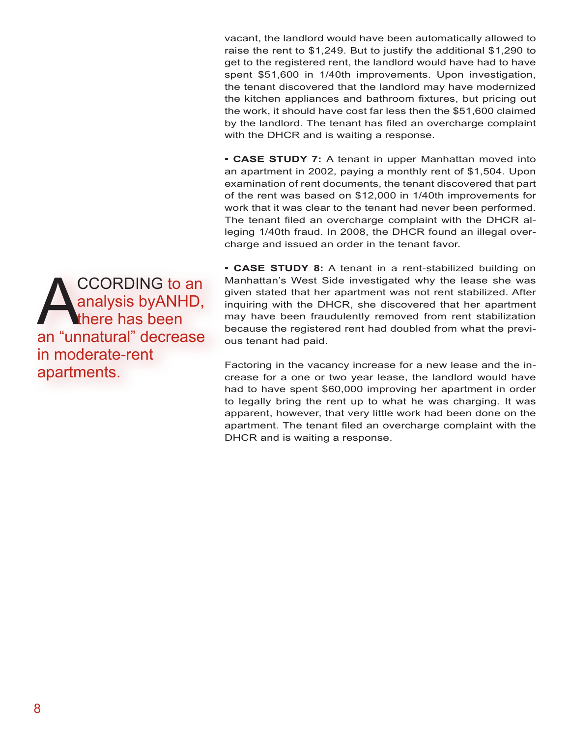vacant, the landlord would have been automatically allowed to raise the rent to $1,249. But to justify the additional $1,290 to get to the registered rent, the landlord would have had to have spent $51,600 in 1/40th improvements. Upon investigation, the tenant discovered that the landlord may have modernized the kitchen appliances and bathroom fixtures, but pricing out the work, it should have cost far less then the $51,600 claimed by the landlord. The tenant has filed an overcharge complaint with the DHCR and is waiting a response.

- **CASE STUDY 7:** A tenant in upper Manhattan moved into an apartment in 2002, paying a monthly rent of $1,504. Upon examination of rent documents, the tenant discovered that part of the rent was based on $12,000 in 1/40th improvements for work that it was clear to the tenant had never been performed. The tenant filed an overcharge complaint with the DHCR alleging 1/40th fraud. In 2008, the DHCR found an illegal overcharge and issued an order in the tenant favor.

- **CASE STUDY 8:** A tenant in a rent-stabilized building on Manhattan's West Side investigated why the lease she was given stated that her apartment was not rent stabilized. After inquiring with the DHCR, she discovered that her apartment may have been fraudulently removed from rent stabilization because the registered rent had doubled from what the previous tenant had paid.

> ACCORDING to an analysis byANHD, there has been an "unnatural" decrease in moderate-rent apartments.

Factoring in the vacancy increase for a new lease and the increase for a one or two year lease, the landlord would have had to have spent $60,000 improving her apartment in order to legally bring the rent up to what he was charging. It was apparent, however, that very little work had been done on the apartment. The tenant filed an overcharge complaint with the DHCR and is waiting a response.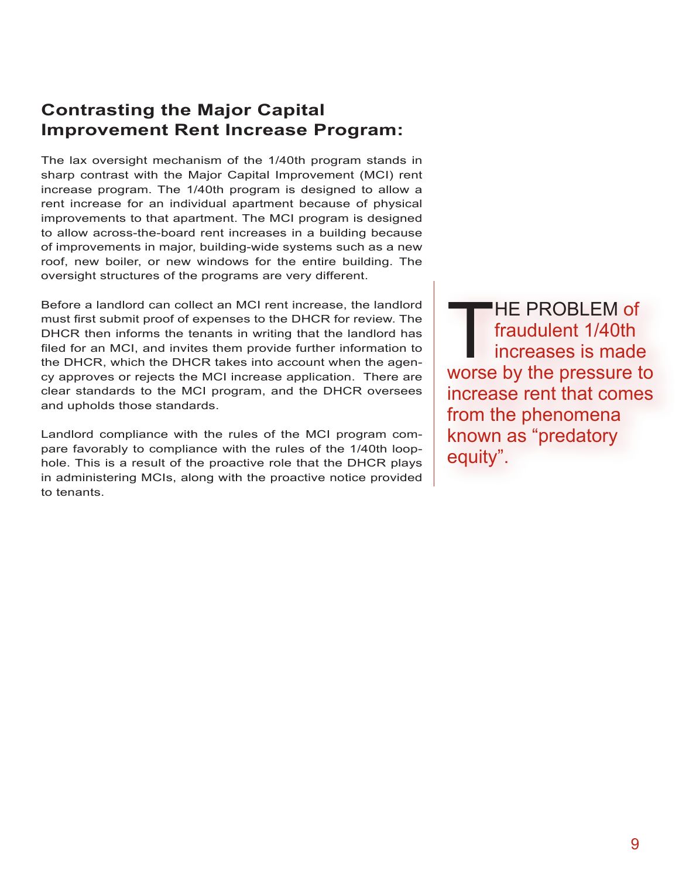## Contrasting the Major Capital Improvement Rent Increase Program:

The lax oversight mechanism of the 1/40th program stands in sharp contrast with the Major Capital Improvement (MCI) rent increase program. The 1/40th program is designed to allow a rent increase for an individual apartment because of physical improvements to that apartment. The MCI program is designed to allow across-the-board rent increases in a building because of improvements in major, building-wide systems such as a new roof, new boiler, or new windows for the entire building. The oversight structures of the programs are very different.

Before a landlord can collect an MCI rent increase, the landlord must first submit proof of expenses to the DHCR for review. The DHCR then informs the tenants in writing that the landlord has filed for an MCI, and invites them provide further information to the DHCR, which the DHCR takes into account when the agency approves or rejects the MCI increase application. There are clear standards to the MCI program, and the DHCR oversees and upholds those standards.

Landlord compliance with the rules of the MCI program compare favorably to compliance with the rules of the 1/40th loophole. This is a result of the proactive role that the DHCR plays in administering MCIs, along with the proactive notice provided to tenants.

> THE PROBLEM of fraudulent 1/40th increases is made worse by the pressure to increase rent that comes from the phenomena known as "predatory equity".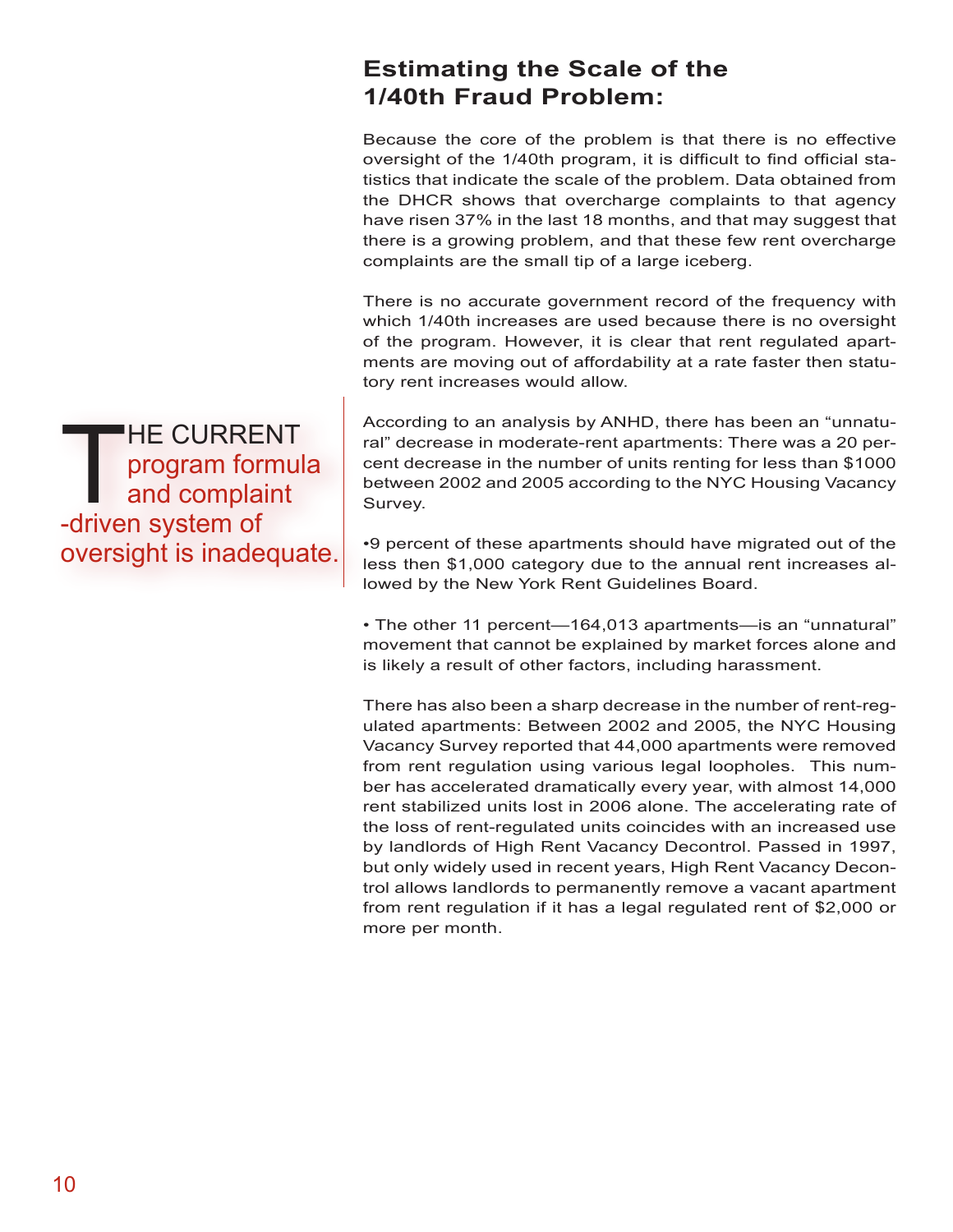## Estimating the Scale of the 1/40th Fraud Problem:

Because the core of the problem is that there is no effective oversight of the 1/40th program, it is difficult to find official statistics that indicate the scale of the problem. Data obtained from the DHCR shows that overcharge complaints to that agency have risen 37% in the last 18 months, and that may suggest that there is a growing problem, and that these few rent overcharge complaints are the small tip of a large iceberg.

There is no accurate government record of the frequency with which 1/40th increases are used because there is no oversight of the program. However, it is clear that rent regulated apartments are moving out of affordability at a rate faster then statutory rent increases would allow.

> THE CURRENT program formula and complaint -driven system of oversight is inadequate.

According to an analysis by ANHD, there has been an "unnatural" decrease in moderate-rent apartments: There was a 20 percent decrease in the number of units renting for less than $1000 between 2002 and 2005 according to the NYC Housing Vacancy Survey.

- 9 percent of these apartments should have migrated out of the less then $1,000 category due to the annual rent increases allowed by the New York Rent Guidelines Board.

- The other 11 percent—164,013 apartments—is an "unnatural" movement that cannot be explained by market forces alone and is likely a result of other factors, including harassment.

There has also been a sharp decrease in the number of rent-regulated apartments: Between 2002 and 2005, the NYC Housing Vacancy Survey reported that 44,000 apartments were removed from rent regulation using various legal loopholes. This number has accelerated dramatically every year, with almost 14,000 rent stabilized units lost in 2006 alone. The accelerating rate of the loss of rent-regulated units coincides with an increased use by landlords of High Rent Vacancy Decontrol. Passed in 1997, but only widely used in recent years, High Rent Vacancy Decontrol allows landlords to permanently remove a vacant apartment from rent regulation if it has a legal regulated rent of $2,000 or more per month.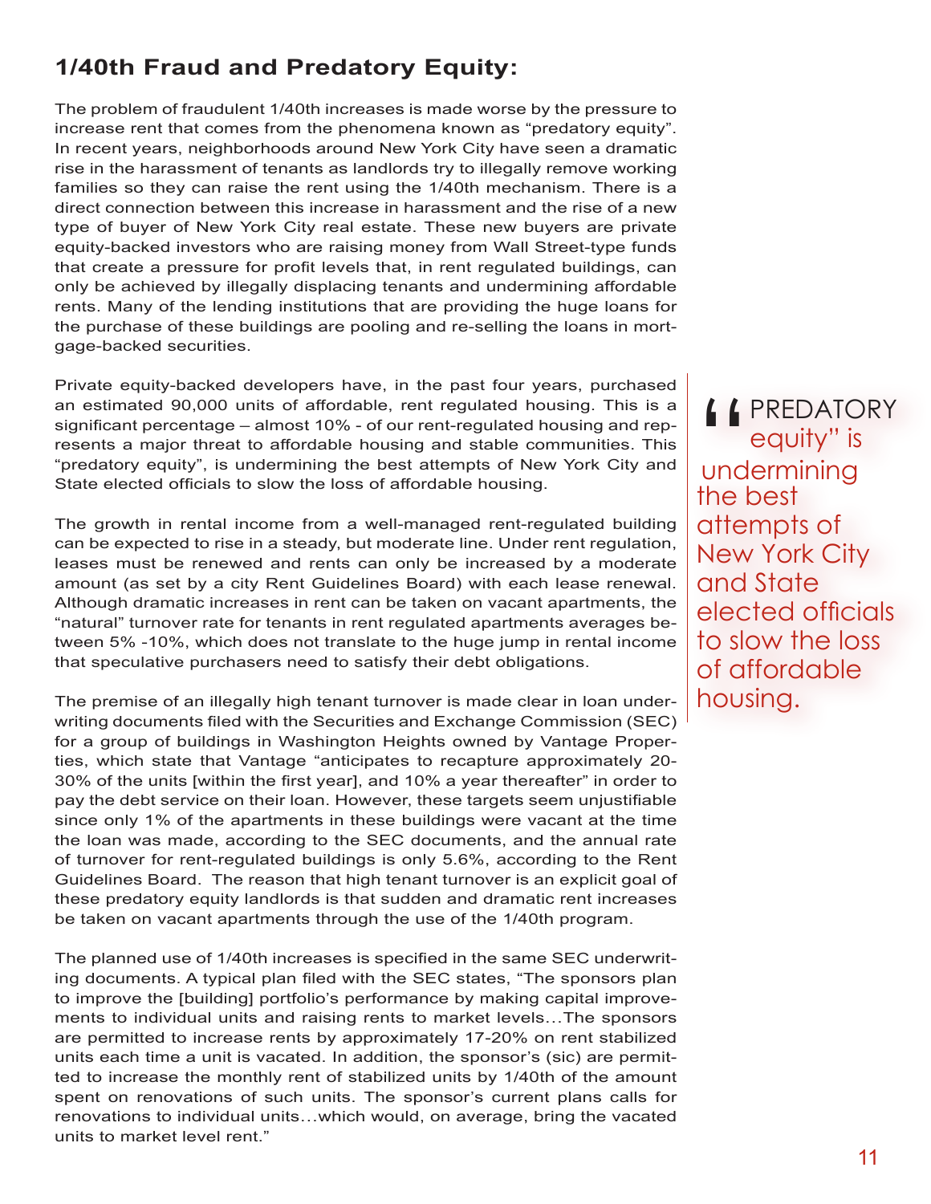## 1/40th Fraud and Predatory Equity:

The problem of fraudulent 1/40th increases is made worse by the pressure to increase rent that comes from the phenomena known as "predatory equity". In recent years, neighborhoods around New York City have seen a dramatic rise in the harassment of tenants as landlords try to illegally remove working families so they can raise the rent using the 1/40th mechanism. There is a direct connection between this increase in harassment and the rise of a new type of buyer of New York City real estate. These new buyers are private equity-backed investors who are raising money from Wall Street-type funds that create a pressure for profit levels that, in rent regulated buildings, can only be achieved by illegally displacing tenants and undermining affordable rents. Many of the lending institutions that are providing the huge loans for the purchase of these buildings are pooling and re-selling the loans in mortgage-backed securities.

Private equity-backed developers have, in the past four years, purchased an estimated 90,000 units of affordable, rent regulated housing. This is a significant percentage – almost 10% - of our rent-regulated housing and represents a major threat to affordable housing and stable communities. This "predatory equity", is undermining the best attempts of New York City and State elected officials to slow the loss of affordable housing.

> "PREDATORY equity" is undermining the best attempts of New York City and State elected officials to slow the loss of affordable housing.

The growth in rental income from a well-managed rent-regulated building can be expected to rise in a steady, but moderate line. Under rent regulation, leases must be renewed and rents can only be increased by a moderate amount (as set by a city Rent Guidelines Board) with each lease renewal. Although dramatic increases in rent can be taken on vacant apartments, the "natural" turnover rate for tenants in rent regulated apartments averages between 5% -10%, which does not translate to the huge jump in rental income that speculative purchasers need to satisfy their debt obligations.

The premise of an illegally high tenant turnover is made clear in loan underwriting documents filed with the Securities and Exchange Commission (SEC) for a group of buildings in Washington Heights owned by Vantage Properties, which state that Vantage "anticipates to recapture approximately 20-30% of the units [within the first year], and 10% a year thereafter" in order to pay the debt service on their loan. However, these targets seem unjustifiable since only 1% of the apartments in these buildings were vacant at the time the loan was made, according to the SEC documents, and the annual rate of turnover for rent-regulated buildings is only 5.6%, according to the Rent Guidelines Board. The reason that high tenant turnover is an explicit goal of these predatory equity landlords is that sudden and dramatic rent increases be taken on vacant apartments through the use of the 1/40th program.

The planned use of 1/40th increases is specified in the same SEC underwriting documents. A typical plan filed with the SEC states, "The sponsors plan to improve the [building] portfolio's performance by making capital improvements to individual units and raising rents to market levels…The sponsors are permitted to increase rents by approximately 17-20% on rent stabilized units each time a unit is vacated. In addition, the sponsor's (sic) are permitted to increase the monthly rent of stabilized units by 1/40th of the amount spent on renovations of such units. The sponsor's current plans calls for renovations to individual units…which would, on average, bring the vacated units to market level rent."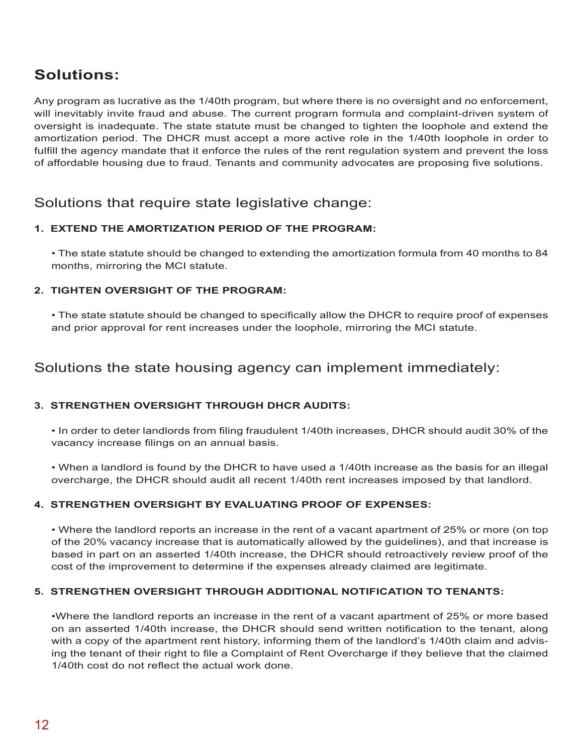## Solutions:

Any program as lucrative as the 1/40th program, but where there is no oversight and no enforcement, will inevitably invite fraud and abuse. The current program formula and complaint-driven system of oversight is inadequate. The state statute must be changed to tighten the loophole and extend the amortization period. The DHCR must accept a more active role in the 1/40th loophole in order to fulfill the agency mandate that it enforce the rules of the rent regulation system and prevent the loss of affordable housing due to fraud. Tenants and community advocates are proposing five solutions.

### Solutions that require state legislative change:

**1. EXTEND THE AMORTIZATION PERIOD OF THE PROGRAM:**

- The state statute should be changed to extending the amortization formula from 40 months to 84 months, mirroring the MCI statute.

**2. TIGHTEN OVERSIGHT OF THE PROGRAM:**

- The state statute should be changed to specifically allow the DHCR to require proof of expenses and prior approval for rent increases under the loophole, mirroring the MCI statute.

### Solutions the state housing agency can implement immediately:

**3. STRENGTHEN OVERSIGHT THROUGH DHCR AUDITS:**

- In order to deter landlords from filing fraudulent 1/40th increases, DHCR should audit 30% of the vacancy increase filings on an annual basis.

- When a landlord is found by the DHCR to have used a 1/40th increase as the basis for an illegal overcharge, the DHCR should audit all recent 1/40th rent increases imposed by that landlord.

**4. STRENGTHEN OVERSIGHT BY EVALUATING PROOF OF EXPENSES:**

- Where the landlord reports an increase in the rent of a vacant apartment of 25% or more (on top of the 20% vacancy increase that is automatically allowed by the guidelines), and that increase is based in part on an asserted 1/40th increase, the DHCR should retroactively review proof of the cost of the improvement to determine if the expenses already claimed are legitimate.

**5. STRENGTHEN OVERSIGHT THROUGH ADDITIONAL NOTIFICATION TO TENANTS:**

- Where the landlord reports an increase in the rent of a vacant apartment of 25% or more based on an asserted 1/40th increase, the DHCR should send written notification to the tenant, along with a copy of the apartment rent history, informing them of the landlord's 1/40th claim and advising the tenant of their right to file a Complaint of Rent Overcharge if they believe that the claimed 1/40th cost do not reflect the actual work done.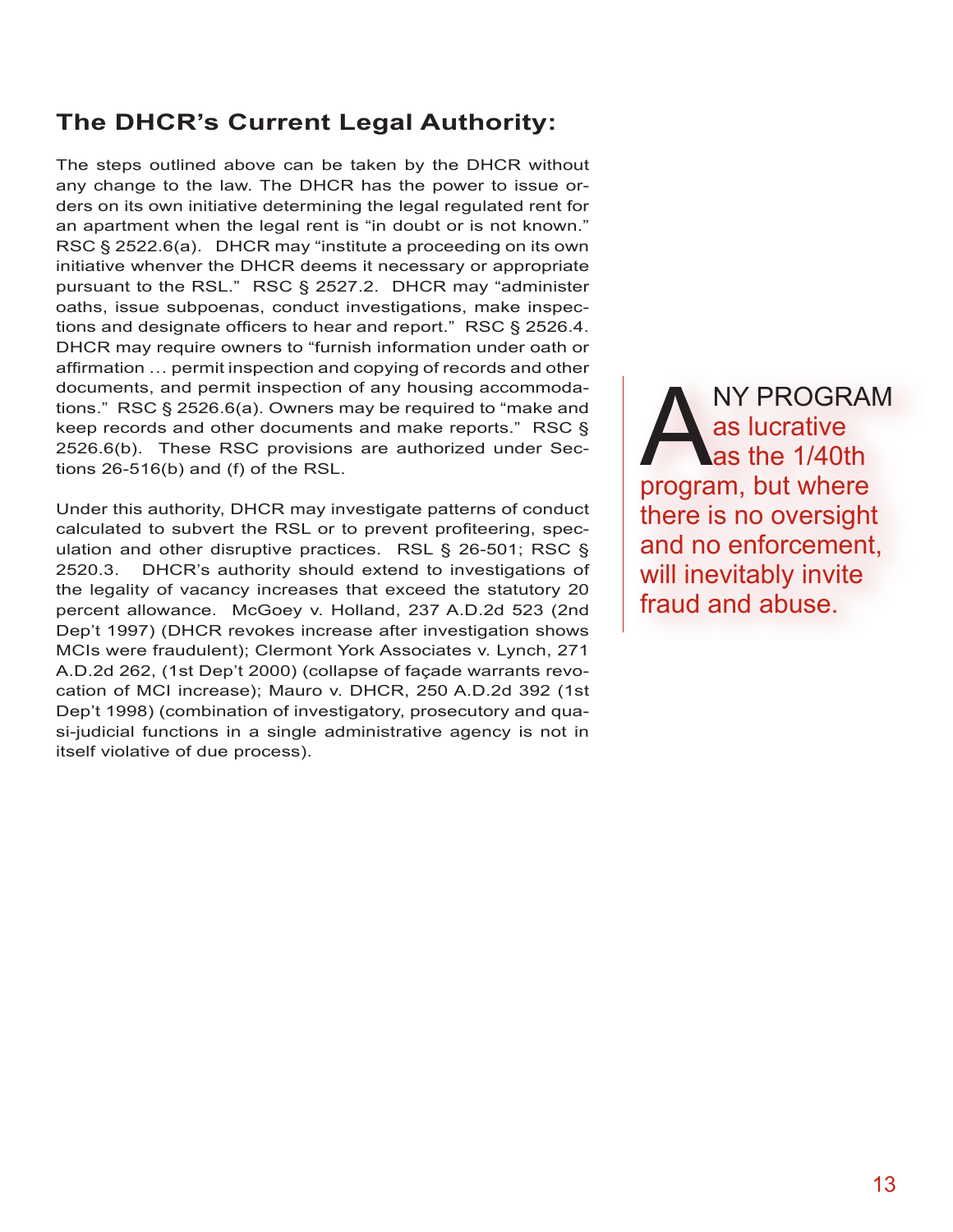## The DHCR's Current Legal Authority:

The steps outlined above can be taken by the DHCR without any change to the law. The DHCR has the power to issue orders on its own initiative determining the legal regulated rent for an apartment when the legal rent is "in doubt or is not known." RSC § 2522.6(a). DHCR may "institute a proceeding on its own initiative whenever the DHCR deems it necessary or appropriate pursuant to the RSL." RSC § 2527.2. DHCR may "administer oaths, issue subpoenas, conduct investigations, make inspections and designate officers to hear and report." RSC § 2526.4. DHCR may require owners to "furnish information under oath or affirmation … permit inspection and copying of records and other documents, and permit inspection of any housing accommodations." RSC § 2526.6(a). Owners may be required to "make and keep records and other documents and make reports." RSC § 2526.6(b). These RSC provisions are authorized under Sections 26-516(b) and (f) of the RSL.

Under this authority, DHCR may investigate patterns of conduct calculated to subvert the RSL or to prevent profiteering, speculation and other disruptive practices. RSL § 26-501; RSC § 2520.3. DHCR's authority should extend to investigations of the legality of vacancy increases that exceed the statutory 20 percent allowance. McGoey v. Holland, 237 A.D.2d 523 (2nd Dep't 1997) (DHCR revokes increase after investigation shows MCIs were fraudulent); Clermont York Associates v. Lynch, 271 A.D.2d 262, (1st Dep't 2000) (collapse of façade warrants revocation of MCI increase); Mauro v. DHCR, 250 A.D.2d 392 (1st Dep't 1998) (combination of investigatory, prosecutory and quasi-judicial functions in a single administrative agency is not in itself violative of due process).

> ANY PROGRAM as lucrative as the 1/40th program, but where there is no oversight and no enforcement, will inevitably invite fraud and abuse.